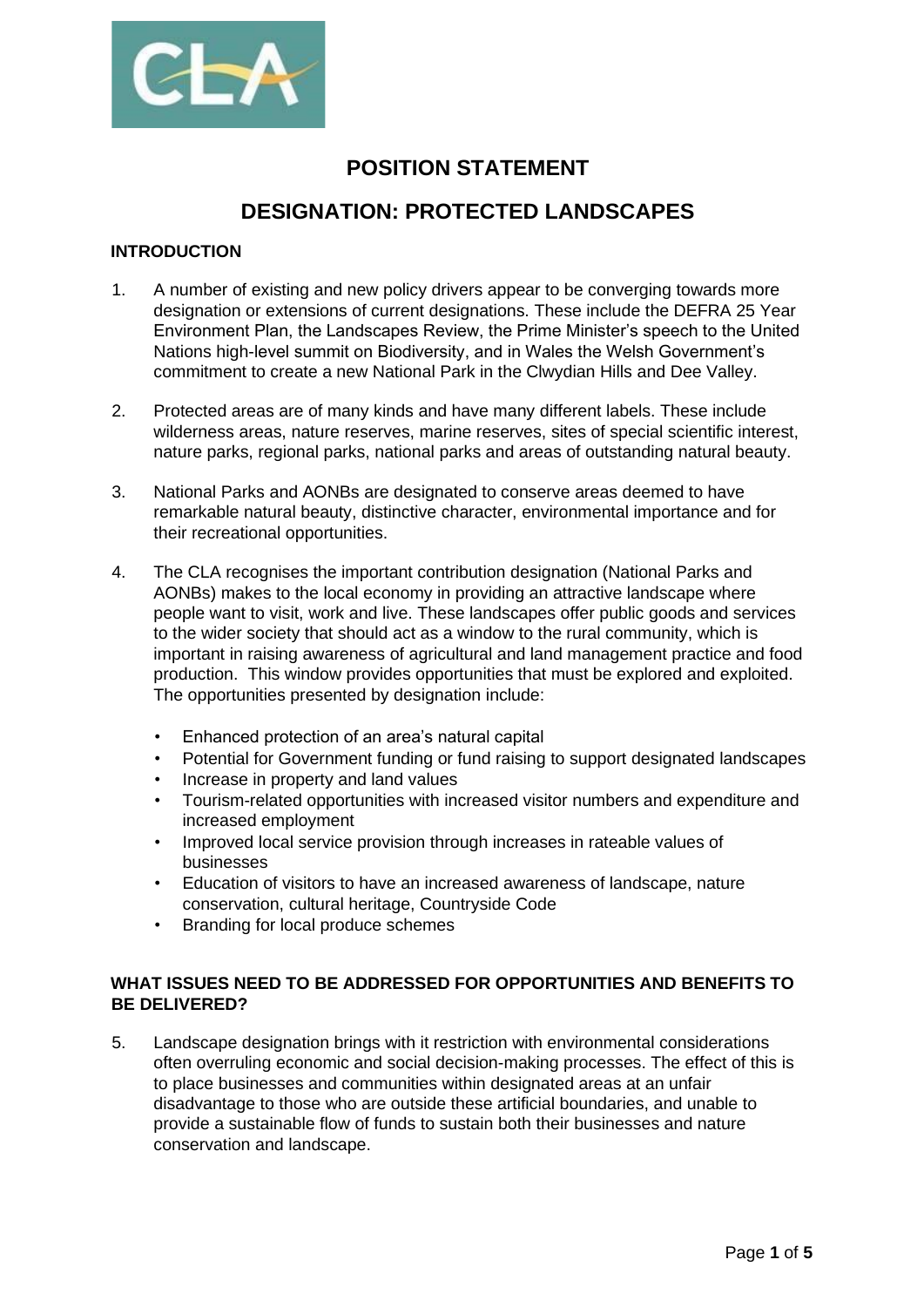# POSITION STATEMENT

## DESIGNATION: PROTECTED LANDSCAPES

### INTRODUCTION

1. A number of existing and new policy drivers appear to be converging towards more designation or extensions of current designations. These include the DEFRA 25 Year Environment Plan, the Landscapes Review, the Prime Minister's speech to the United Nations high-level summit on Biodiversity, and in Wales the Welsh Government's commitment to create a new National Park in the Clwydian Hills and Dee Valley.

2. Protected areas are of many kinds and have many different labels. These include wilderness areas, nature reserves, marine reserves, sites of special scientific interest, nature parks, regional parks, national parks and areas of outstanding natural beauty.

3. National Parks and AONBs are designated to conserve areas deemed to have remarkable natural beauty, distinctive character, environmental importance and for their recreational opportunities.

4. The CLA recognises the important contribution designation (National Parks and AONBs) makes to the local economy in providing an attractive landscape where people want to visit, work and live. These landscapes offer public goods and services to the wider society that should act as a window to the rural community, which is important in raising awareness of agricultural and land management practice and food production. This window provides opportunities that must be explored and exploited. The opportunities presented by designation include:

   - Enhanced protection of an area's natural capital
   - Potential for Government funding or fund raising to support designated landscapes
   - Increase in property and land values
   - Tourism-related opportunities with increased visitor numbers and expenditure and increased employment
   - Improved local service provision through increases in rateable values of businesses
   - Education of visitors to have an increased awareness of landscape, nature conservation, cultural heritage, Countryside Code
   - Branding for local produce schemes

### WHAT ISSUES NEED TO BE ADDRESSED FOR OPPORTUNITIES AND BENEFITS TO BE DELIVERED?

5. Landscape designation brings with it restriction with environmental considerations often overruling economic and social decision-making processes. The effect of this is to place businesses and communities within designated areas at an unfair disadvantage to those who are outside these artificial boundaries, and unable to provide a sustainable flow of funds to sustain both their businesses and nature conservation and landscape.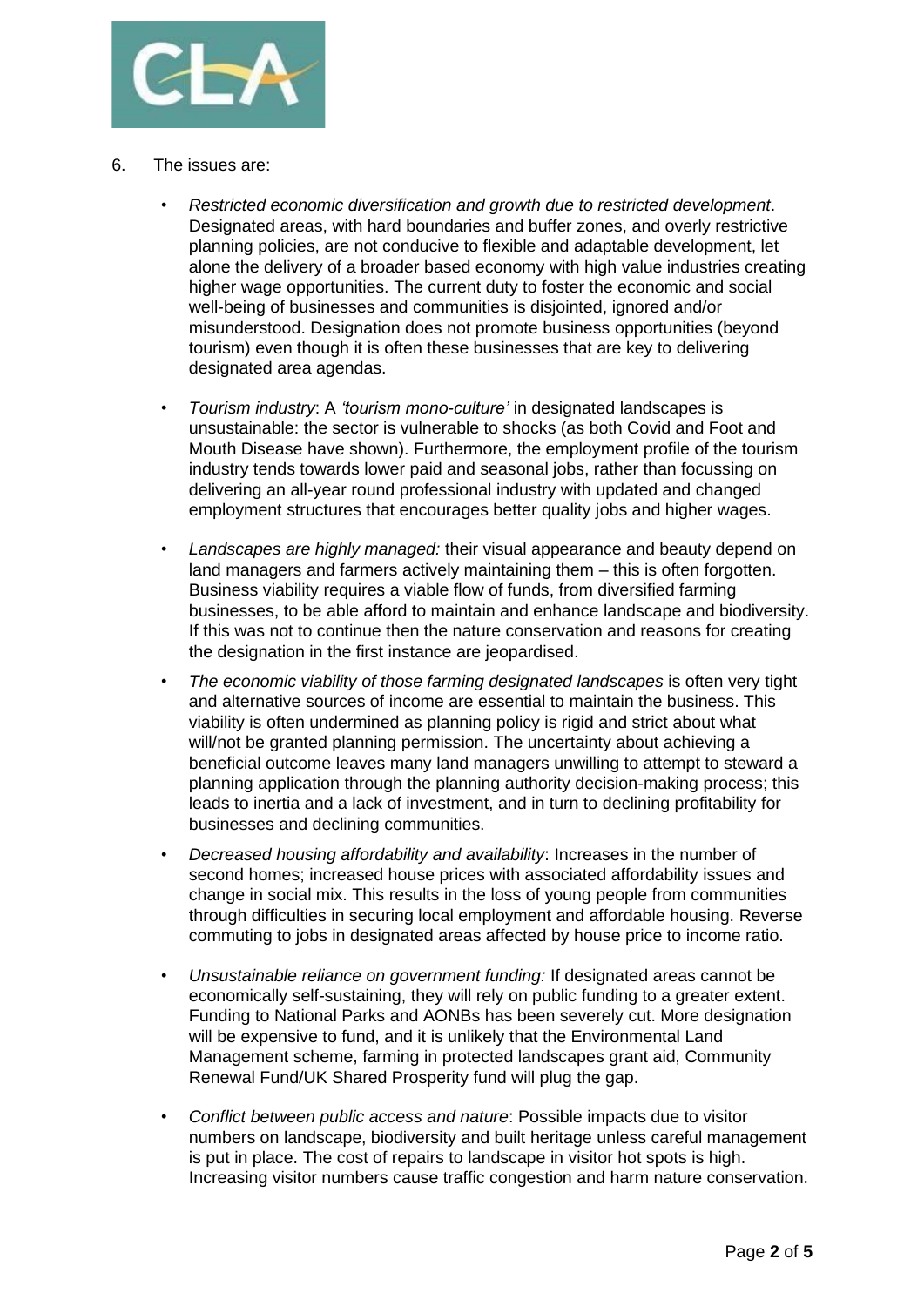6. The issues are:

   - *Restricted economic diversification and growth due to restricted development*. Designated areas, with hard boundaries and buffer zones, and overly restrictive planning policies, are not conducive to flexible and adaptable development, let alone the delivery of a broader based economy with high value industries creating higher wage opportunities. The current duty to foster the economic and social well-being of businesses and communities is disjointed, ignored and/or misunderstood. Designation does not promote business opportunities (beyond tourism) even though it is often these businesses that are key to delivering designated area agendas.

   - *Tourism industry*: A *'tourism mono-culture'* in designated landscapes is unsustainable: the sector is vulnerable to shocks (as both Covid and Foot and Mouth Disease have shown). Furthermore, the employment profile of the tourism industry tends towards lower paid and seasonal jobs, rather than focussing on delivering an all-year round professional industry with updated and changed employment structures that encourages better quality jobs and higher wages.

   - *Landscapes are highly managed:* their visual appearance and beauty depend on land managers and farmers actively maintaining them – this is often forgotten. Business viability requires a viable flow of funds, from diversified farming businesses, to be able afford to maintain and enhance landscape and biodiversity. If this was not to continue then the nature conservation and reasons for creating the designation in the first instance are jeopardised.

   - *The economic viability of those farming designated landscapes* is often very tight and alternative sources of income are essential to maintain the business. This viability is often undermined as planning policy is rigid and strict about what will/not be granted planning permission. The uncertainty about achieving a beneficial outcome leaves many land managers unwilling to attempt to steward a planning application through the planning authority decision-making process; this leads to inertia and a lack of investment, and in turn to declining profitability for businesses and declining communities.

   - *Decreased housing affordability and availability*: Increases in the number of second homes; increased house prices with associated affordability issues and change in social mix. This results in the loss of young people from communities through difficulties in securing local employment and affordable housing. Reverse commuting to jobs in designated areas affected by house price to income ratio.

   - *Unsustainable reliance on government funding:* If designated areas cannot be economically self-sustaining, they will rely on public funding to a greater extent. Funding to National Parks and AONBs has been severely cut. More designation will be expensive to fund, and it is unlikely that the Environmental Land Management scheme, farming in protected landscapes grant aid, Community Renewal Fund/UK Shared Prosperity fund will plug the gap.

   - *Conflict between public access and nature*: Possible impacts due to visitor numbers on landscape, biodiversity and built heritage unless careful management is put in place. The cost of repairs to landscape in visitor hot spots is high. Increasing visitor numbers cause traffic congestion and harm nature conservation.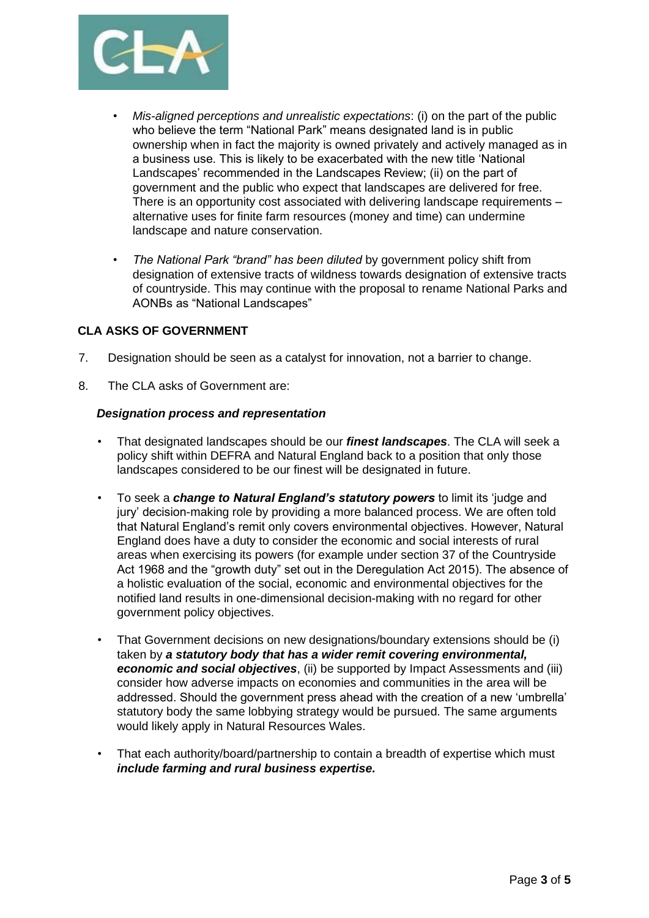- *Mis-aligned perceptions and unrealistic expectations*: (i) on the part of the public who believe the term "National Park" means designated land is in public ownership when in fact the majority is owned privately and actively managed as in a business use. This is likely to be exacerbated with the new title 'National Landscapes' recommended in the Landscapes Review; (ii) on the part of government and the public who expect that landscapes are delivered for free. There is an opportunity cost associated with delivering landscape requirements – alternative uses for finite farm resources (money and time) can undermine landscape and nature conservation.

- *The National Park "brand" has been diluted* by government policy shift from designation of extensive tracts of wildness towards designation of extensive tracts of countryside. This may continue with the proposal to rename National Parks and AONBs as "National Landscapes"

## CLA ASKS OF GOVERNMENT

7. Designation should be seen as a catalyst for innovation, not a barrier to change.

8. The CLA asks of Government are:

### *Designation process and representation*

- That designated landscapes should be our ***finest landscapes***. The CLA will seek a policy shift within DEFRA and Natural England back to a position that only those landscapes considered to be our finest will be designated in future.

- To seek a ***change to Natural England's statutory powers*** to limit its 'judge and jury' decision-making role by providing a more balanced process. We are often told that Natural England's remit only covers environmental objectives. However, Natural England does have a duty to consider the economic and social interests of rural areas when exercising its powers (for example under section 37 of the Countryside Act 1968 and the "growth duty" set out in the Deregulation Act 2015). The absence of a holistic evaluation of the social, economic and environmental objectives for the notified land results in one-dimensional decision-making with no regard for other government policy objectives.

- That Government decisions on new designations/boundary extensions should be (i) taken by ***a statutory body that has a wider remit covering environmental, economic and social objectives***, (ii) be supported by Impact Assessments and (iii) consider how adverse impacts on economies and communities in the area will be addressed. Should the government press ahead with the creation of a new 'umbrella' statutory body the same lobbying strategy would be pursued. The same arguments would likely apply in Natural Resources Wales.

- That each authority/board/partnership to contain a breadth of expertise which must ***include farming and rural business expertise.***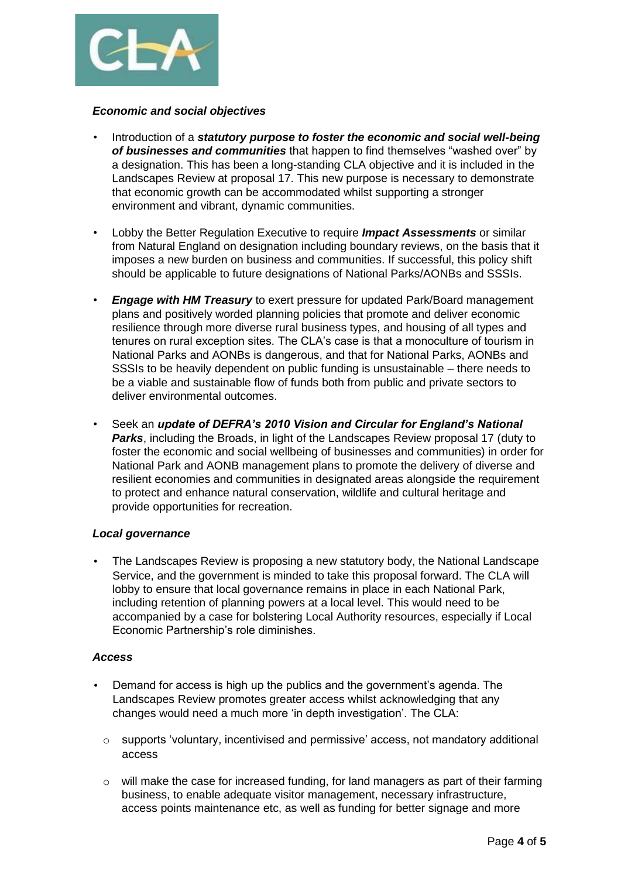### *Economic and social objectives*

- Introduction of a ***statutory purpose to foster the economic and social well-being of businesses and communities*** that happen to find themselves "washed over" by a designation. This has been a long-standing CLA objective and it is included in the Landscapes Review at proposal 17. This new purpose is necessary to demonstrate that economic growth can be accommodated whilst supporting a stronger environment and vibrant, dynamic communities.

- Lobby the Better Regulation Executive to require ***Impact Assessments*** or similar from Natural England on designation including boundary reviews, on the basis that it imposes a new burden on business and communities. If successful, this policy shift should be applicable to future designations of National Parks/AONBs and SSSIs.

- ***Engage with HM Treasury*** to exert pressure for updated Park/Board management plans and positively worded planning policies that promote and deliver economic resilience through more diverse rural business types, and housing of all types and tenures on rural exception sites. The CLA's case is that a monoculture of tourism in National Parks and AONBs is dangerous, and that for National Parks, AONBs and SSSIs to be heavily dependent on public funding is unsustainable – there needs to be a viable and sustainable flow of funds both from public and private sectors to deliver environmental outcomes.

- Seek an ***update of DEFRA's 2010 Vision and Circular for England's National Parks***, including the Broads, in light of the Landscapes Review proposal 17 (duty to foster the economic and social wellbeing of businesses and communities) in order for National Park and AONB management plans to promote the delivery of diverse and resilient economies and communities in designated areas alongside the requirement to protect and enhance natural conservation, wildlife and cultural heritage and provide opportunities for recreation.

### *Local governance*

- The Landscapes Review is proposing a new statutory body, the National Landscape Service, and the government is minded to take this proposal forward. The CLA will lobby to ensure that local governance remains in place in each National Park, including retention of planning powers at a local level. This would need to be accompanied by a case for bolstering Local Authority resources, especially if Local Economic Partnership's role diminishes.

### *Access*

- Demand for access is high up the publics and the government's agenda. The Landscapes Review promotes greater access whilst acknowledging that any changes would need a much more 'in depth investigation'. The CLA:
  - supports 'voluntary, incentivised and permissive' access, not mandatory additional access
  - will make the case for increased funding, for land managers as part of their farming business, to enable adequate visitor management, necessary infrastructure, access points maintenance etc, as well as funding for better signage and more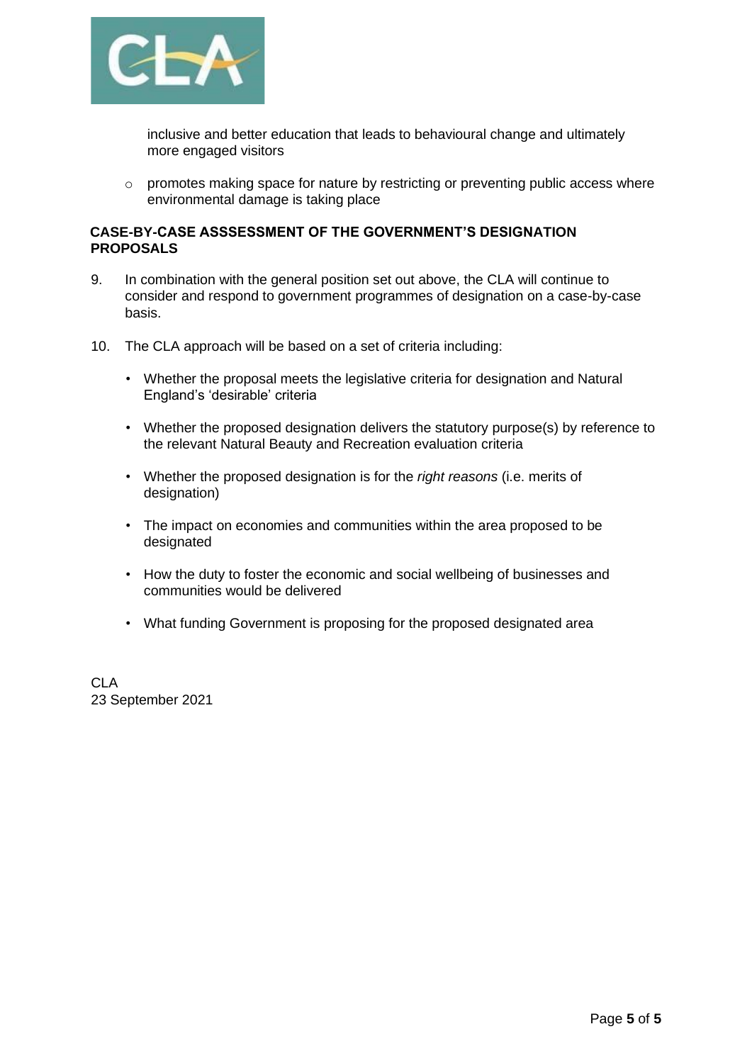- inclusive and better education that leads to behavioural change and ultimately more engaged visitors

  - promotes making space for nature by restricting or preventing public access where environmental damage is taking place

## CASE-BY-CASE ASSSESSMENT OF THE GOVERNMENT'S DESIGNATION PROPOSALS

9. In combination with the general position set out above, the CLA will continue to consider and respond to government programmes of designation on a case-by-case basis.

10. The CLA approach will be based on a set of criteria including:

    - Whether the proposal meets the legislative criteria for designation and Natural England's 'desirable' criteria
    - Whether the proposed designation delivers the statutory purpose(s) by reference to the relevant Natural Beauty and Recreation evaluation criteria
    - Whether the proposed designation is for the *right reasons* (i.e. merits of designation)
    - The impact on economies and communities within the area proposed to be designated
    - How the duty to foster the economic and social wellbeing of businesses and communities would be delivered
    - What funding Government is proposing for the proposed designated area

CLA
23 September 2021